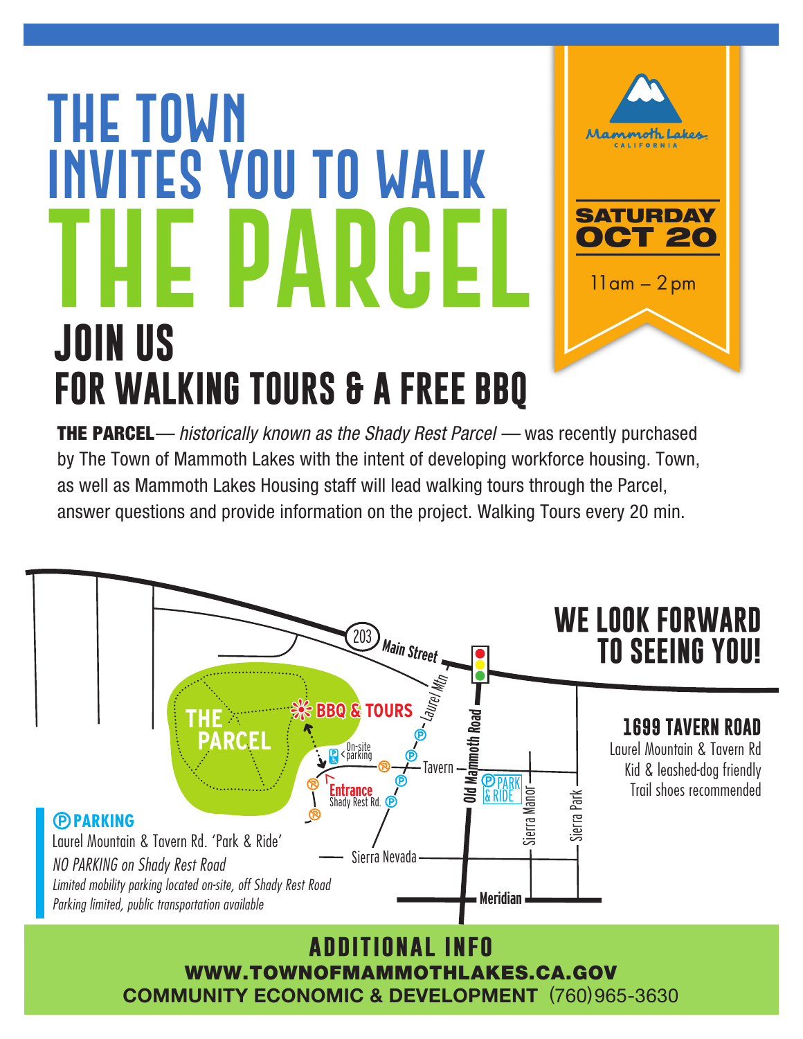# THE TOWN INVITES YOU TO WALK

# THE PARCEL

**Mammoth Lakes** CALIFORNIA

**SATURDAY OCT 20**

11am – 2pm

## JOIN US FOR WALKING TOURS & A FREE BBQ

**THE PARCEL**— *historically known as the Shady Rest Parcel* — was recently purchased by The Town of Mammoth Lakes with the intent of developing workforce housing. Town, as well as Mammoth Lakes Housing staff will lead walking tours through the Parcel, answer questions and provide information on the project. Walking Tours every 20 min.

THE PARCEL

BBQ & TOURS

On-site parking

Entrance Shady Rest Rd.

203 Main Street

Laurel Mtn

Old Mammoth Road

Tavern

PARK & RIDE

Sierra Manor

Sierra Park

Sierra Nevada

Meridian

## WE LOOK FORWARD TO SEEING YOU!

### 1699 TAVERN ROAD

Laurel Mountain & Tavern Rd
Kid & leashed-dog friendly
Trail shoes recommended

### PARKING

Laurel Mountain & Tavern Rd. 'Park & Ride'
*NO PARKING on Shady Rest Road*
*Limited mobility parking located on-site, off Shady Rest Road*
*Parking limited, public transportation available*

## ADDITIONAL INFO

**WWW.TOWNOFMAMMOTHLAKES.CA.GOV**

**COMMUNITY ECONOMIC & DEVELOPMENT** (760)965-3630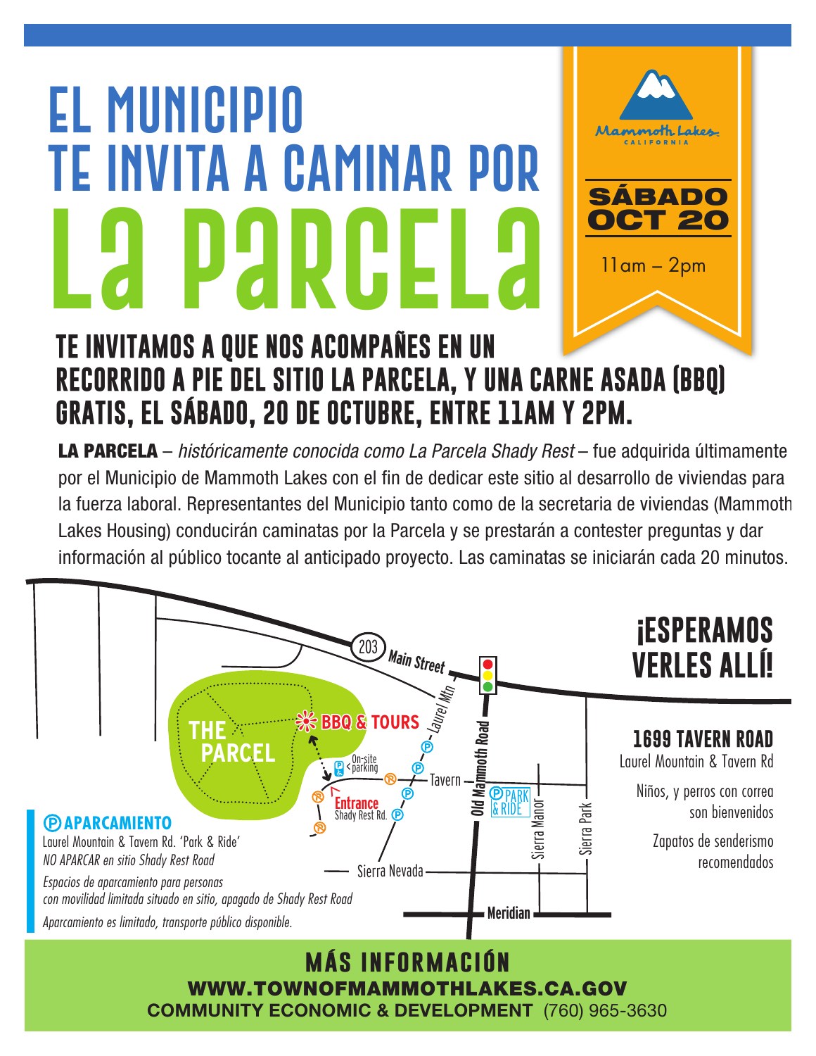# EL MUNICIPIO TE INVITA A CAMINAR POR LA PARCELA

Mammoth Lakes CALIFORNIA

**SÁBADO OCT 20**

11am – 2pm

## TE INVITAMOS A QUE NOS ACOMPAÑES EN UN RECORRIDO A PIE DEL SITIO LA PARCELA, Y UNA CARNE ASADA (BBQ) GRATIS, EL SÁBADO, 20 DE OCTUBRE, ENTRE 11AM Y 2PM.

**LA PARCELA** – *históricamente conocida como La Parcela Shady Rest* – fue adquirida últimamente por el Municipio de Mammoth Lakes con el fin de dedicar este sitio al desarrollo de viviendas para la fuerza laboral. Representantes del Municipio tanto como de la secretaria de viviendas (Mammoth Lakes Housing) conducirán caminatas por la Parcela y se prestarán a contester preguntas y dar información al público tocante al anticipado proyecto. Las caminatas se iniciarán cada 20 minutos.

203 Main Street
Laurel Mtn
Old Mammoth Road
THE PARCEL
BBQ & TOURS
On-site parking
Tavern
PARK & RIDE
Entrance
Shady Rest Rd.
Sierra Manor
Sierra Park
Sierra Nevada
Meridian

**APARCAMIENTO**

Laurel Mountain & Tavern Rd. 'Park & Ride'

*NO APARCAR en sitio Shady Rest Road*

*Espacios de aparcamiento para personas con movilidad limitada situado en sitio, apagado de Shady Rest Road*

*Aparcamiento es limitado, transporte público disponible.*

## ¡ESPERAMOS VERLES ALLÍ!

**1699 TAVERN ROAD**

Laurel Mountain & Tavern Rd

Niños, y perros con correa son bienvenidos

Zapatos de senderismo recomendados

## MÁS INFORMACIÓN

**WWW.TOWNOFMAMMOTHLAKES.CA.GOV**

**COMMUNITY ECONOMIC & DEVELOPMENT** (760) 965-3630